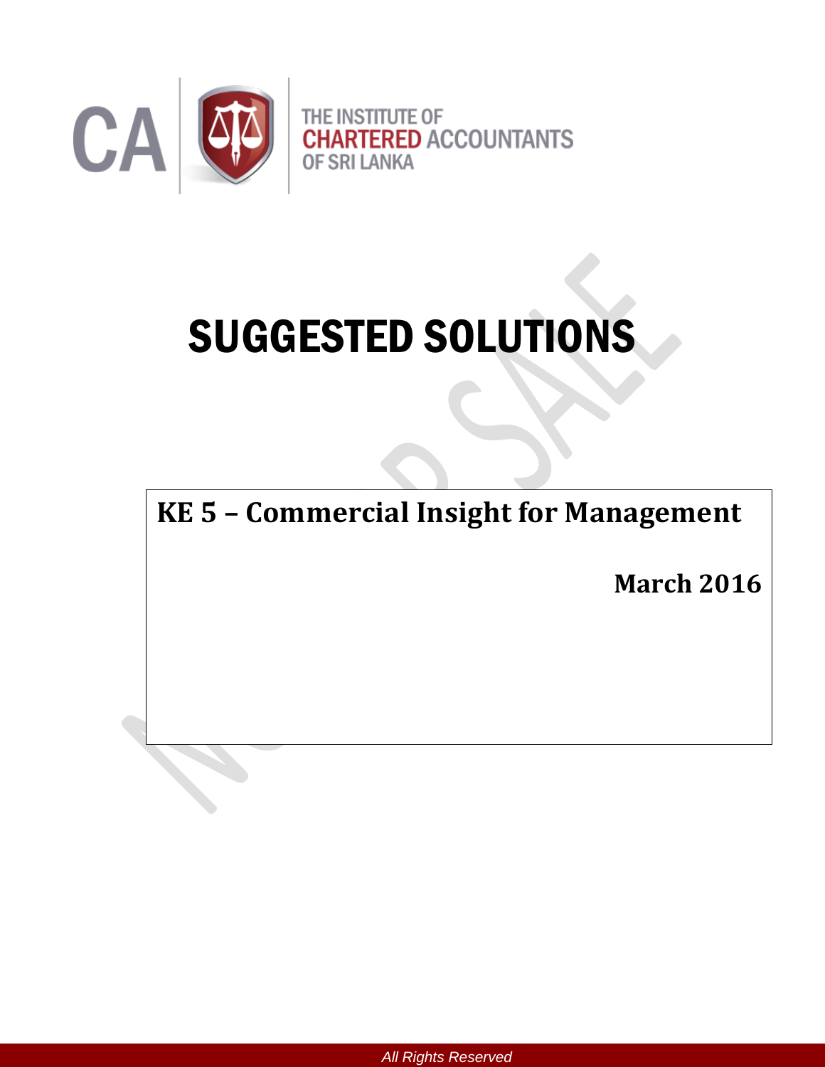THE INSTITUTE OF CHARTERED ACCOUNTANTS OF SRI LANKA

# SUGGESTED SOLUTIONS

## KE 5 – Commercial Insight for Management

**March 2016**

*All Rights Reserved*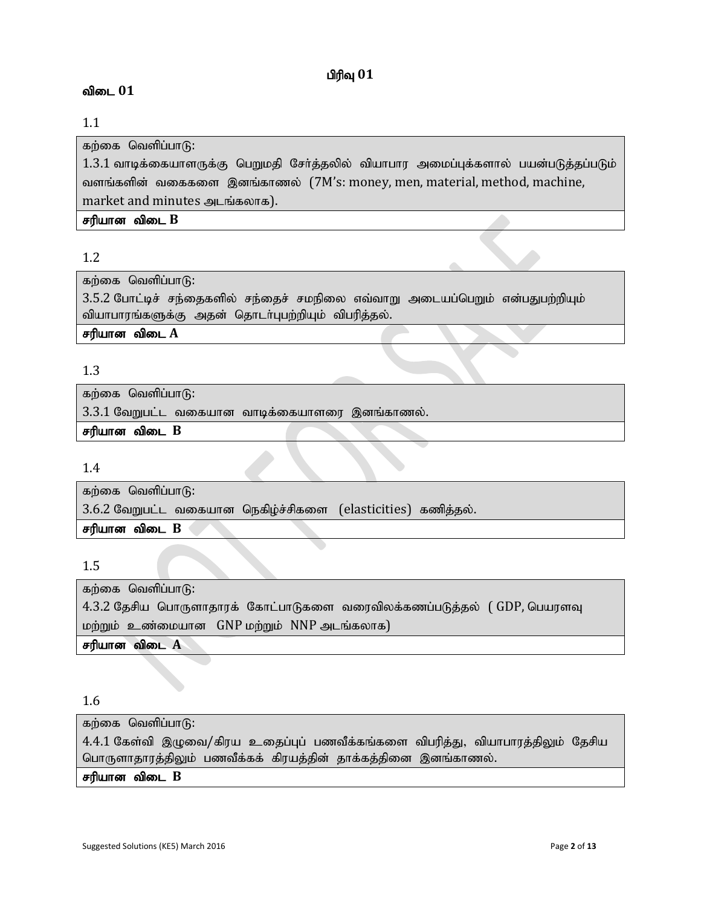## பிரிவு 01

### விடை 01

1.1

| கற்கை வெளிப்பாடு: 1.3.1 வாடிக்கையாளருக்கு பெறுமதி சேர்த்தலில் வியாபார அமைப்புக்களால் பயன்படுத்தப்படும் வளங்களின் வகைகளை இனங்காணல் (7M's: money, men, material, method, machine, market and minutes அடங்கலாக). |
|---|
| **சரியான விடை B** |

1.2

| கற்கை வெளிப்பாடு: 3.5.2 போட்டிச் சந்தைகளில் சந்தைச் சமநிலை எவ்வாறு அடையப்பெறும் என்பதுபற்றியும் வியாபாரங்களுக்கு அதன் தொடர்புபற்றியும் விபரித்தல். |
|---|
| **சரியான விடை A** |

1.3

| கற்கை வெளிப்பாடு: 3.3.1 வேறுபட்ட வகையான வாடிக்கையாளரை இனங்காணல். |
|---|
| **சரியான விடை B** |

1.4

| கற்கை வெளிப்பாடு: 3.6.2 வேறுபட்ட வகையான நெகிழ்ச்சிகளை (elasticities) கணித்தல். |
|---|
| **சரியான விடை B** |

1.5

| கற்கை வெளிப்பாடு: 4.3.2 தேசிய பொருளாதாரக் கோட்பாடுகளை வரைவிலக்கணப்படுத்தல் ( GDP, பெயரளவு மற்றும் உண்மையான GNP மற்றும் NNP அடங்கலாக) |
|---|
| **சரியான விடை A** |

1.6

| கற்கை வெளிப்பாடு: 4.4.1 கேள்வி இழுவை/கிரய உதைப்புப் பணவீக்கங்களை விபரித்து, வியாபாரத்திலும் தேசிய பொருளாதாரத்திலும் பணவீக்கக் கிரயத்தின் தாக்கத்தினை இனங்காணல். |
|---|
| **சரியான விடை B** |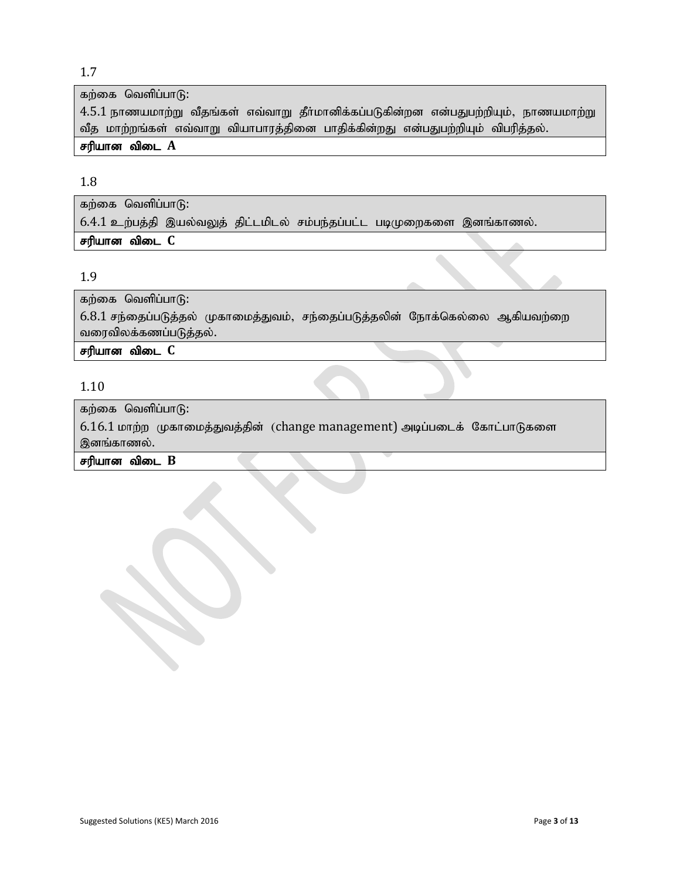1.7

| கற்கை வெளிப்பாடு: 4.5.1 நாணயமாற்று வீதங்கள் எவ்வாறு தீர்மானிக்கப்படுகின்றன என்பதுபற்றியும், நாணயமாற்று வீத மாற்றங்கள் எவ்வாறு வியாபாரத்தினை பாதிக்கின்றது என்பதுபற்றியும் விபரித்தல். |
|---|
| **சரியான விடை A** |

1.8

| கற்கை வெளிப்பாடு: 6.4.1 உற்பத்தி இயல்வலுத் திட்டமிடல் சம்பந்தப்பட்ட படிமுறைகளை இனங்காணல். |
|---|
| **சரியான விடை C** |

1.9

| கற்கை வெளிப்பாடு: 6.8.1 சந்தைப்படுத்தல் முகாமைத்துவம், சந்தைப்படுத்தலின் நோக்கெல்லை ஆகியவற்றை வரைவிலக்கணப்படுத்தல். |
|---|
| **சரியான விடை C** |

1.10

| கற்கை வெளிப்பாடு: 6.16.1 மாற்ற முகாமைத்துவத்தின் (change management) அடிப்படைக் கோட்பாடுகளை இனங்காணல். |
|---|
| **சரியான விடை B** |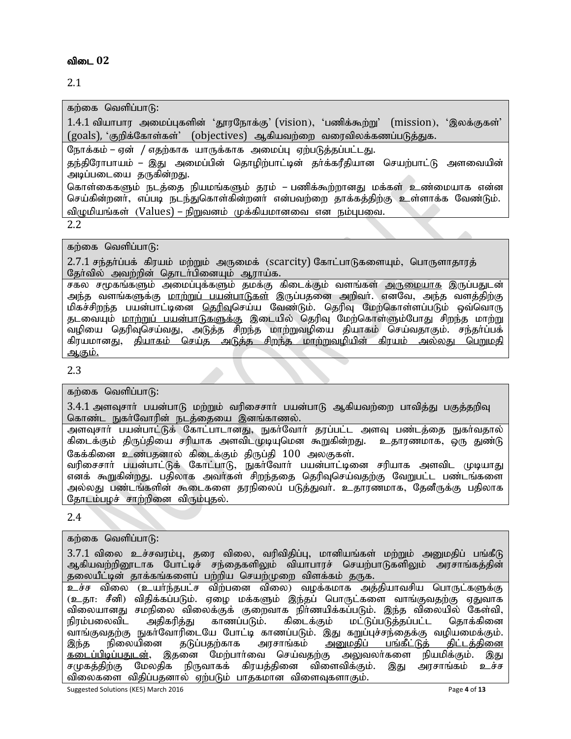**விடை 02**

2.1

| கற்கை வெளிப்பாடு: |
|---|
| 1.4.1 வியாபார அமைப்புகளின் 'தூரநோக்கு' (vision), 'பணிக்கூற்று' (mission), 'இலக்குகள்' (goals), 'குறிக்கோள்கள்' (objectives) ஆகியவற்றை வரைவிலக்கணப்படுத்துக. |

நோக்கம் – ஏன் / எதற்காக யாருக்காக அமைப்பு ஏற்படுத்தப்பட்டது.

தந்திரோபாயம் – இது அமைப்பின் தொழிற்பாட்டின் தர்க்கரீதியான செயற்பாட்டு அளவையின் அடிப்படையை தருகின்றது.

கொள்கைகளும் நடத்தை நியமங்களும் தரம் – பணிக்கூற்றானது மக்கள் உண்மையாக என்ன செய்கின்றனர், எப்படி நடந்துகொள்கின்றனர் என்பவற்றை தாக்கத்திற்கு உள்ளாக்க வேண்டும்.

விழுமியங்கள் (Values) – நிறுவனம் முக்கியமானவை என நம்புபவை.

2.2

| கற்கை வெளிப்பாடு: |
|---|
| 2.7.1 சந்தர்ப்பக் கிரயம் மற்றும் அருமைக் (scarcity) கோட்பாடுகளையும், பொருளாதாரத் தேர்வில் அவற்றின் தொடர்பினையும் ஆராய்க. |

சகல சமூகங்களும் அமைப்புக்களும் தமக்கு கிடைக்கும் வளங்கள் அருமையாக இருப்பதுடன் அந்த வளங்களுக்கு மாற்றுப் பயன்பாடுகள் இருப்பதனை அறிவர். எனவே, அந்த வளத்திற்கு மிகச்சிறந்த பயன்பாட்டினை தெரிவுசெய்ய வேண்டும். தெரிவு மேற்கொள்ளப்படும் ஒவ்வொரு தடவையும் மாற்றுப் பயன்பாடுகளுக்கு இடையில் தெரிவு மேற்கொள்ளும்போது சிறந்த மாற்று வழியை தெரிவுசெய்வது, அடுத்த சிறந்த மாற்றுவழியை தியாகம் செய்வதாகும். சந்தர்ப்பக் கிரயமானது, தியாகம் செய்த அடுத்த சிறந்த மாற்றுவழியின் கிரயம் அல்லது பெறுமதி ஆகும்.

2.3

| கற்கை வெளிப்பாடு: |
|---|
| 3.4.1 அளவுசார் பயன்பாடு மற்றும் வரிசைசார் பயன்பாடு ஆகியவற்றை பாவித்து பகுத்தறிவு கொண்ட நுகர்வோரின் நடத்தையை இனங்காணல். |

அளவுசார் பயன்பாட்டுக் கோட்பாடானது, நுகர்வோர் தரப்பட்ட அளவு பண்டத்தை நுகர்வதால் கிடைக்கும் திருப்தியை சரியாக அளவிடமுடியுமென கூறுகின்றது. உதாரணமாக, ஒரு துண்டு கேக்கினை உண்பதனால் கிடைக்கும் திருப்தி 100 அலகுகள்.

வரிசைசார் பயன்பாட்டுக் கோட்பாடு, நுகர்வோர் பயன்பாட்டினை சரியாக அளவிட முடியாது எனக் கூறுகின்றது. பதிலாக அவர்கள் சிறந்ததை தெரிவுசெய்வதற்கு வேறுபட்ட பண்டங்களை அல்லது பண்டங்களின் கூடைகளை தரநிலைப் படுத்துவர். உதாரணமாக, தேனீருக்கு பதிலாக தோடம்பழச் சாற்றினை விரும்புதல்.

2.4

| கற்கை வெளிப்பாடு: |
|---|
| 3.7.1 விலை உச்சவரம்பு, தரை விலை, வரிவிதிப்பு, மானியங்கள் மற்றும் அனுமதிப் பங்கீடு ஆகியவற்றினூடாக போட்டிச் சந்தைகளிலும் வியாபாரச் செயற்பாடுகளிலும் அரசாங்கத்தின் தலையீட்டின் தாக்கங்களைப் பற்றிய செயற்முறை விளக்கம் தருக. |

உச்ச விலை (உயர்ந்தபட்ச விற்பனை விலை) வழக்கமாக அத்தியாவசிய பொருட்களுக்கு (உதா: சீனி) விதிக்கப்படும். ஏழை மக்களும் இந்தப் பொருட்களை வாங்குவதற்கு ஏதுவாக விலையானது சமநிலை விலைக்குக் குறைவாக நிர்ணயிக்கப்படும். இந்த விலையில் கேள்வி, நிரம்பலைவிட அதிகரித்து காணப்படும். கிடைக்கும் மட்டுப்படுத்தப்பட்ட தொக்கினை வாங்குவதற்கு நுகர்வோரிடையே போட்டி காணப்படும். இது கறுப்புச்சந்தைக்கு வழியமைக்கும். இந்த நிலையினை தடுப்பதற்காக அரசாங்கம் அனுமதிப் பங்கீட்டுத் திட்டத்தினை கடைப்பிடிப்பதுடன், இதனை மேற்பார்வை செய்வதற்கு அலுவலர்களை நியமிக்கும். இது சமூகத்திற்கு மேலதிக நிருவாகக் கிரயத்தினை விளைவிக்கும். இது அரசாங்கம் உச்ச விலைகளை விதிப்பதனால் ஏற்படும் பாதகமான விளைவுகளாகும்.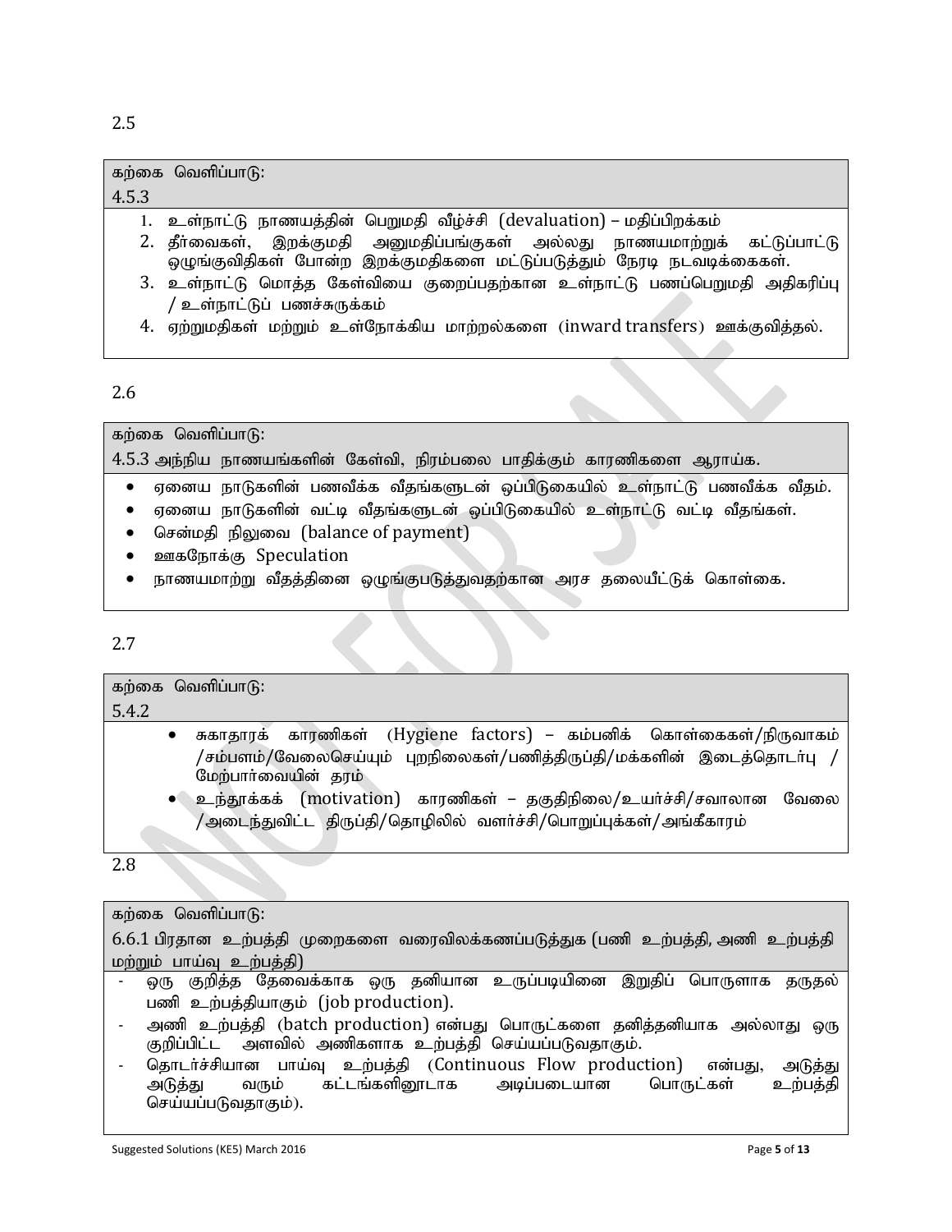2.5

கற்கை வெளிப்பாடு:
4.5.3

1. உள்நாட்டு நாணயத்தின் பெறுமதி வீழ்ச்சி (devaluation) – மதிப்பிறக்கம்
2. தீர்வைகள், இறக்குமதி அனுமதிப்பங்குகள் அல்லது நாணயமாற்றுக் கட்டுப்பாட்டு ஒழுங்குவிதிகள் போன்ற இறக்குமதிகளை மட்டுப்படுத்தும் நேரடி நடவடிக்கைகள்.
3. உள்நாட்டு மொத்த கேள்வியை குறைப்பதற்கான உள்நாட்டு பணப்பெறுமதி அதிகரிப்பு / உள்நாட்டுப் பணச்சுருக்கம்
4. ஏற்றுமதிகள் மற்றும் உள்நோக்கிய மாற்றல்களை (inward transfers) ஊக்குவித்தல்.

2.6

கற்கை வெளிப்பாடு:
4.5.3 அந்நிய நாணயங்களின் கேள்வி, நிரம்பலை பாதிக்கும் காரணிகளை ஆராய்க.

- ஏனைய நாடுகளின் பணவீக்க வீதங்களுடன் ஒப்பிடுகையில் உள்நாட்டு பணவீக்க வீதம்.
- ஏனைய நாடுகளின் வட்டி வீதங்களுடன் ஒப்பிடுகையில் உள்நாட்டு வட்டி வீதங்கள்.
- சென்மதி நிலுவை (balance of payment)
- ஊகநோக்கு Speculation
- நாணயமாற்று வீதத்தினை ஒழுங்குபடுத்துவதற்கான அரச தலையீட்டுக் கொள்கை.

2.7

கற்கை வெளிப்பாடு:
5.4.2

- சுகாதாரக் காரணிகள் (Hygiene factors) – கம்பனிக் கொள்கைகள்/நிருவாகம் /சம்பளம்/வேலைசெய்யும் புறநிலைகள்/பணித்திருப்தி/மக்களின் இடைத்தொடர்பு / மேற்பார்வையின் தரம்
- உந்தூக்கக் (motivation) காரணிகள் – தகுதிநிலை/உயர்ச்சி/சவாலான வேலை /அடைந்துவிட்ட திருப்தி/தொழிலில் வளர்ச்சி/பொறுப்புக்கள்/அங்கீகாரம்

2.8

கற்கை வெளிப்பாடு:
6.6.1 பிரதான உற்பத்தி முறைகளை வரைவிலக்கணப்படுத்துக (பணி உற்பத்தி, அணி உற்பத்தி மற்றும் பாய்வு உற்பத்தி)

- ஒரு குறித்த தேவைக்காக ஒரு தனியான உருப்படியினை இறுதிப் பொருளாக தருதல் பணி உற்பத்தியாகும் (job production).
- அணி உற்பத்தி (batch production) என்பது பொருட்களை தனித்தனியாக அல்லாது ஒரு குறிப்பிட்ட அளவில் அணிகளாக உற்பத்தி செய்யப்படுவதாகும்.
- தொடர்ச்சியான பாய்வு உற்பத்தி (Continuous Flow production) என்பது, அடுத்து அடுத்து வரும் கட்டங்களினூடாக அடிப்படையான பொருட்கள் உற்பத்தி செய்யப்படுவதாகும்).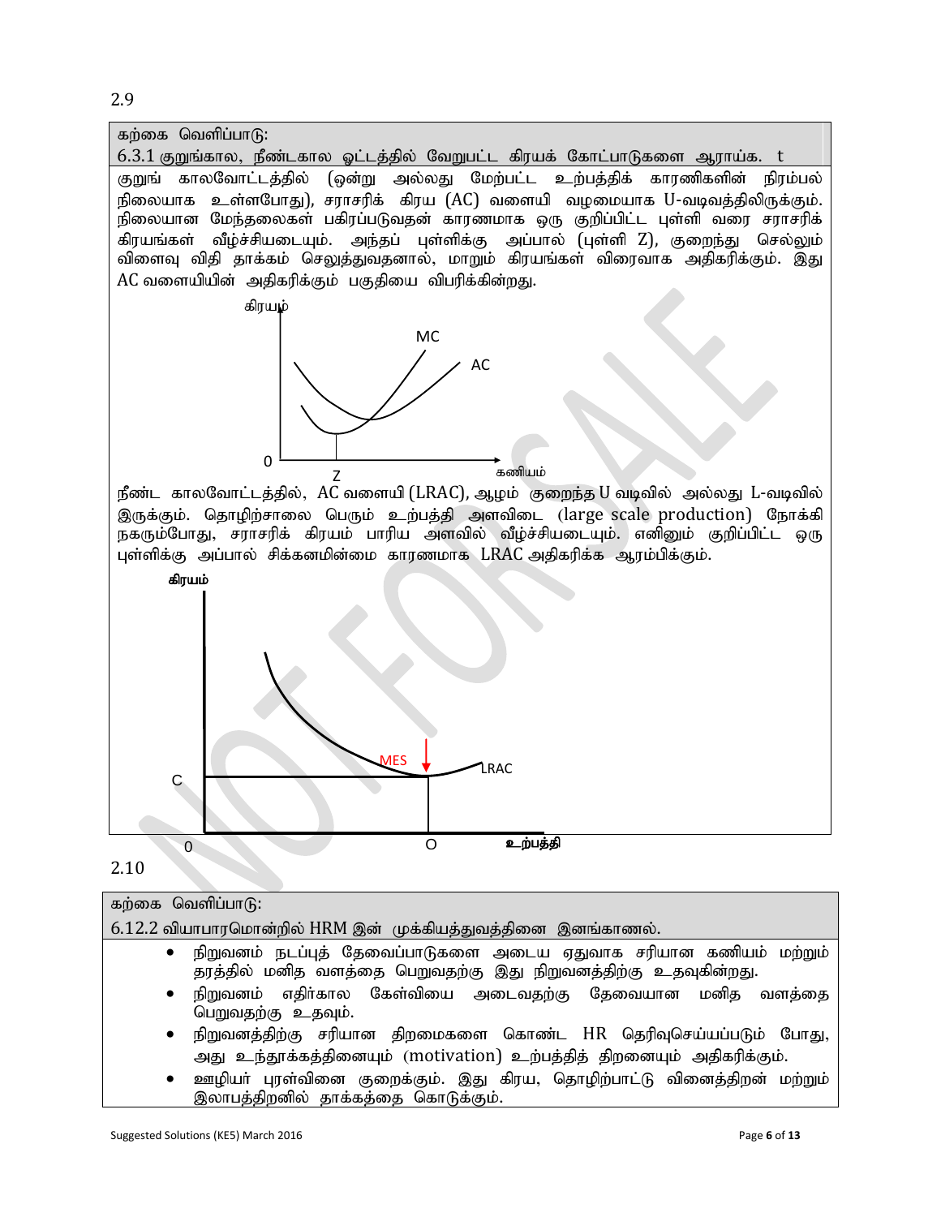2.9

கற்கை வெளிப்பாடு:

6.3.1 குறுங்கால, நீண்டகால ஓட்டத்தில் வேறுபட்ட கிரயக் கோட்பாடுகளை ஆராய்க. t

குறுங் காலவோட்டத்தில் (ஒன்று அல்லது மேற்பட்ட உற்பத்திக் காரணிகளின் நிரம்பல் நிலையாக உள்ளபோது), சராசரிக் கிரய (AC) வளையி வழமையாக U-வடிவத்திலிருக்கும். நிலையான மேந்தலைகள் பகிரப்படுவதன் காரணமாக ஒரு குறிப்பிட்ட புள்ளி வரை சராசரிக் கிரயங்கள் வீழ்ச்சியடையும். அந்தப் புள்ளிக்கு அப்பால் (புள்ளி Z), குறைந்து செல்லும் விளைவு விதி தாக்கம் செலுத்துவதனால், மாறும் கிரயங்கள் விரைவாக அதிகரிக்கும். இது AC வளையியின் அதிகரிக்கும் பகுதியை விபரிக்கின்றது.

நீண்ட காலவோட்டத்தில், AC வளையி (LRAC), ஆழம் குறைந்த U வடிவில் அல்லது L-வடிவில் இருக்கும். தொழிற்சாலை பெரும் உற்பத்தி அளவிடை (large scale production) நோக்கி நகரும்போது, சராசரிக் கிரயம் பாரிய அளவில் வீழ்ச்சியடையும். எனினும் குறிப்பிட்ட ஒரு புள்ளிக்கு அப்பால் சிக்கனமின்மை காரணமாக LRAC அதிகரிக்க ஆரம்பிக்கும்.

2.10

கற்கை வெளிப்பாடு:

6.12.2 வியாபாரமொன்றில் HRM இன் முக்கியத்துவத்தினை இனங்காணல்.

- நிறுவனம் நடப்புத் தேவைப்பாடுகளை அடைய ஏதுவாக சரியான கணியம் மற்றும் தரத்தில் மனித வளத்தை பெறுவதற்கு இது நிறுவனத்திற்கு உதவுகின்றது.
- நிறுவனம் எதிர்கால கேள்வியை அடைவதற்கு தேவையான மனித வளத்தை பெறுவதற்கு உதவும்.
- நிறுவனத்திற்கு சரியான திறமைகளை கொண்ட HR தெரிவுசெய்யப்படும் போது, அது உந்தூக்கத்தினையும் (motivation) உற்பத்தித் திறனையும் அதிகரிக்கும்.
- ஊழியர் புரள்வினை குறைக்கும். இது கிரய, தொழிற்பாட்டு வினைத்திறன் மற்றும் இலாபத்திறனில் தாக்கத்தை கொடுக்கும்.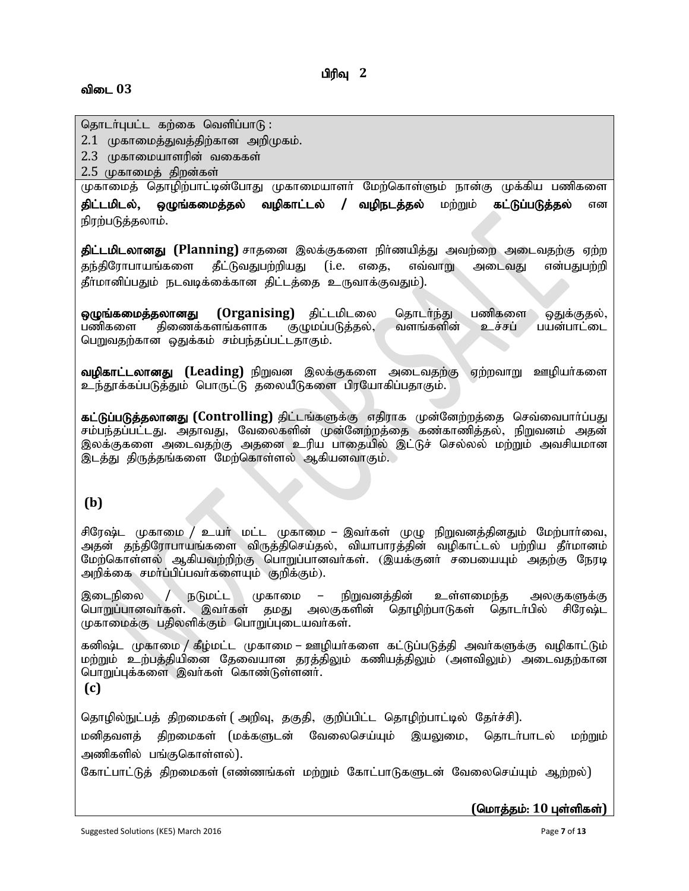# பிரிவு 2

**விடை 03**

தொடர்புபட்ட கற்கை வெளிப்பாடு :
2.1 முகாமைத்துவத்திற்கான அறிமுகம்.
2.3 முகாமையாளரின் வகைகள்
2.5 முகாமைத் திறன்கள்

முகாமைத் தொழிற்பாட்டின்போது முகாமையாளர் மேற்கொள்ளும் நான்கு முக்கிய பணிகளை **திட்டமிடல், ஒழுங்கமைத்தல் வழிகாட்டல் / வழிநடத்தல்** மற்றும் **கட்டுப்படுத்தல்** என நிரற்படுத்தலாம்.

**திட்டமிடலானது (Planning)** சாதனை இலக்குகளை நிர்ணயித்து அவற்றை அடைவதற்கு ஏற்ற தந்திரோபாயங்களை தீட்டுவதுபற்றியது (i.e. எதை, எவ்வாறு அடைவது என்பதுபற்றி தீர்மானிப்பதும் நடவடிக்கைக்கான திட்டத்தை உருவாக்குவதும்).

**ஒழுங்கமைத்தலானது (Organising)** திட்டமிடலை தொடர்ந்து பணிகளை ஒதுக்குதல், பணிகளை திணைக்களங்களாக குழுமப்படுத்தல், வளங்களின் உச்சப் பயன்பாட்டை பெறுவதற்கான ஒதுக்கம் சம்பந்தப்பட்டதாகும்.

**வழிகாட்டலானது (Leading)** நிறுவன இலக்குகளை அடைவதற்கு ஏற்றவாறு ஊழியர்களை உந்தூக்கப்படுத்தும் பொருட்டு தலையீடுகளை பிரயோகிப்பதாகும்.

**கட்டுப்படுத்தலானது (Controlling)** திட்டங்களுக்கு எதிராக முன்னேற்றத்தை செவ்வைபார்ப்பது சம்பந்தப்பட்டது. அதாவது, வேலைகளின் முன்னேற்றத்தை கண்காணித்தல், நிறுவனம் அதன் இலக்குகளை அடைவதற்கு அதனை உரிய பாதையில் இட்டுச் செல்லல் மற்றும் அவசியமான இடத்து திருத்தங்களை மேற்கொள்ளல் ஆகியனவாகும்.

**(b)**

சிரேஷ்ட முகாமை / உயர் மட்ட முகாமை – இவர்கள் முழு நிறுவனத்தினதும் மேற்பார்வை, அதன் தந்திரோபாயங்களை விருத்திசெய்தல், வியாபாரத்தின் வழிகாட்டல் பற்றிய தீர்மானம் மேற்கொள்ளல் ஆகியவற்றிற்கு பொறுப்பானவர்கள். (இயக்குனர் சபையையும் அதற்கு நேரடி அறிக்கை சமர்ப்பிப்பவர்களையும் குறிக்கும்).

இடைநிலை / நடுமட்ட முகாமை – நிறுவனத்தின் உள்ளமைந்த அலகுகளுக்கு பொறுப்பானவர்கள். இவர்கள் தமது அலகுகளின் தொழிற்பாடுகள் தொடர்பில் சிரேஷ்ட முகாமைக்கு பதிலளிக்கும் பொறுப்புடையவர்கள்.

கனிஷ்ட முகாமை / கீழ்மட்ட முகாமை – ஊழியர்களை கட்டுப்படுத்தி அவர்களுக்கு வழிகாட்டும் மற்றும் உற்பத்தியினை தேவையான தரத்திலும் கணியத்திலும் (அளவிலும்) அடைவதற்கான பொறுப்புக்களை இவர்கள் கொண்டுள்ளனர்.

**(c)**

தொழில்நுட்பத் திறமைகள் ( அறிவு, தகுதி, குறிப்பிட்ட தொழிற்பாட்டில் தேர்ச்சி).

மனிதவளத் திறமைகள் (மக்களுடன் வேலைசெய்யும் இயலுமை, தொடர்பாடல் மற்றும் அணிகளில் பங்குகொள்ளல்).

கோட்பாட்டுத் திறமைகள் (எண்ணங்கள் மற்றும் கோட்பாடுகளுடன் வேலைசெய்யும் ஆற்றல்)

**(மொத்தம்: 10 புள்ளிகள்)**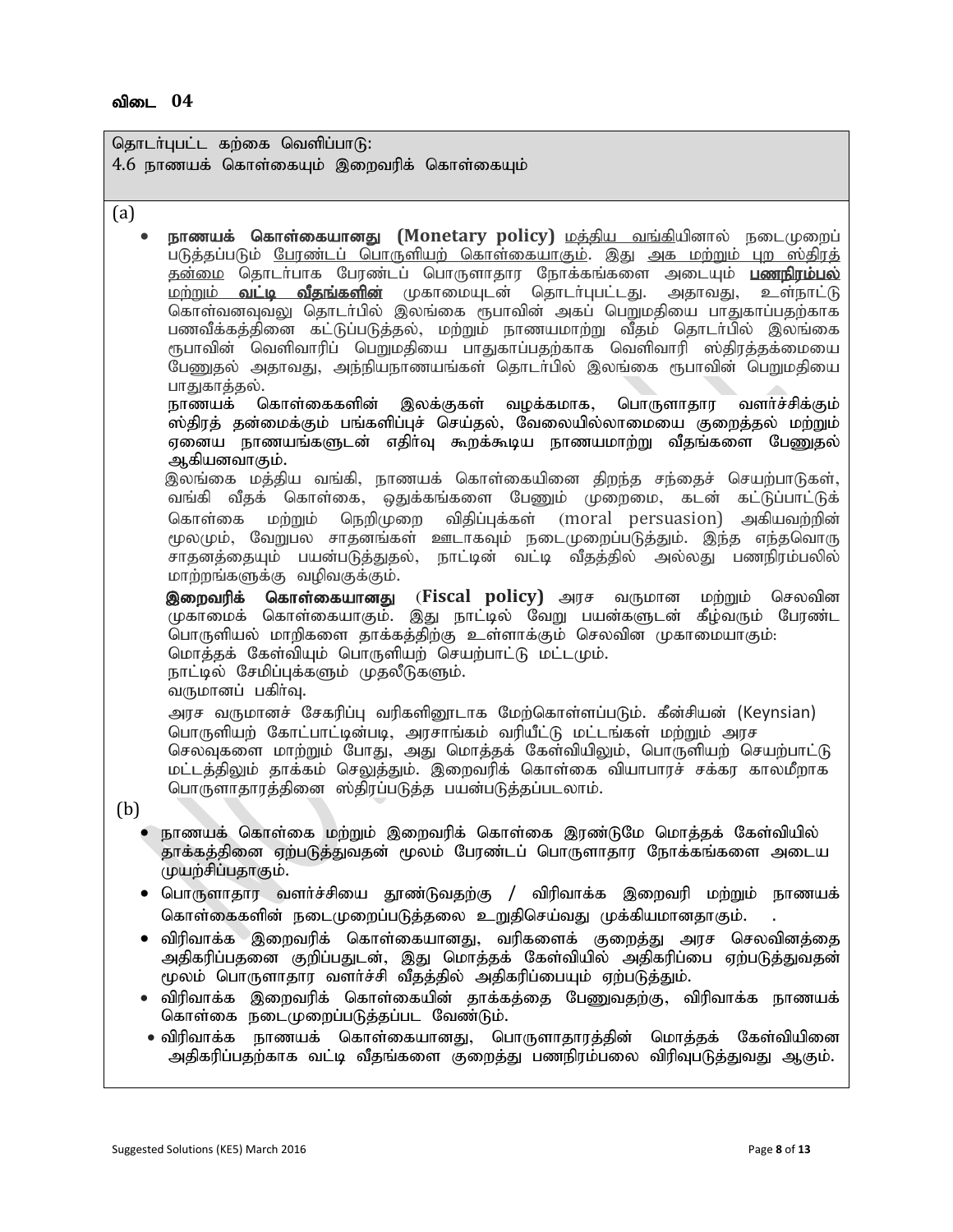## விடை 04

தொடர்புபட்ட கற்கை வெளிப்பாடு:
4.6 நாணயக் கொள்கையும் இறைவரிக் கொள்கையும்

(a)

- **நாணயக் கொள்கையானது (Monetary policy)** மத்திய வங்கியினால் நடைமுறைப் படுத்தப்படும் பேரண்டப் பொருளியற் கொள்கையாகும். இது அக மற்றும் புற ஸ்திரத் தன்மை தொடர்பாக பேரண்டப் பொருளாதார நோக்கங்களை அடையும் **பணநிரம்பல்** மற்றும் **வட்டி வீதங்களின்** முகாமையுடன் தொடர்புபட்டது. அதாவது, உள்நாட்டு கொள்வனவுவலு தொடர்பில் இலங்கை ரூபாவின் அகப் பெறுமதியை பாதுகாப்பதற்காக பணவீக்கத்தினை கட்டுப்படுத்தல், மற்றும் நாணயமாற்று வீதம் தொடர்பில் இலங்கை ரூபாவின் வெளிவாரிப் பெறுமதியை பாதுகாப்பதற்காக வெளிவாரி ஸ்திரத்தக்மையை பேணுதல் அதாவது, அந்நியநாணயங்கள் தொடர்பில் இலங்கை ரூபாவின் பெறுமதியை பாதுகாத்தல்.

  நாணயக் கொள்கைகளின் இலக்குகள் வழக்கமாக, பொருளாதார வளர்ச்சிக்கும் ஸ்திரத் தன்மைக்கும் பங்களிப்புச் செய்தல், வேலையில்லாமையை குறைத்தல் மற்றும் ஏனைய நாணயங்களுடன் எதிர்வு கூறக்கூடிய நாணயமாற்று வீதங்களை பேணுதல் ஆகியனவாகும்.

  இலங்கை மத்திய வங்கி, நாணயக் கொள்கையினை திறந்த சந்தைச் செயற்பாடுகள், வங்கி வீதக் கொள்கை, ஒதுக்கங்களை பேணும் முறைமை, கடன் கட்டுப்பாட்டுக் கொள்கை மற்றும் நெறிமுறை விதிப்புக்கள் (moral persuasion) அகியவற்றின் மூலமும், வேறுபல சாதனங்கள் ஊடாகவும் நடைமுறைப்படுத்தும். இந்த எந்தவொரு சாதனத்தையும் பயன்படுத்துதல், நாட்டின் வட்டி வீதத்தில் அல்லது பணநிரம்பலில் மாற்றங்களுக்கு வழிவகுக்கும்.

  **இறைவரிக் கொள்கையானது (Fiscal policy)** அரச வருமான மற்றும் செலவின முகாமைக் கொள்கையாகும். இது நாட்டில் வேறு பயன்களுடன் கீழ்வரும் பேரண்ட பொருளியல் மாறிகளை தாக்கத்திற்கு உள்ளாக்கும் செலவின முகாமையாகும்:
  மொத்தக் கேள்வியும் பொருளியற் செயற்பாட்டு மட்டமும்.
  நாட்டில் சேமிப்புக்களும் முதலீடுகளும்.
  வருமானப் பகிர்வு.

  அரச வருமானச் சேகரிப்பு வரிகளினூடாக மேற்கொள்ளப்படும். கீன்சியன் (Keynsian) பொருளியற் கோட்பாட்டின்படி, அரசாங்கம் வரியீட்டு மட்டங்கள் மற்றும் அரச செலவுகளை மாற்றும் போது, அது மொத்தக் கேள்வியிலும், பொருளியற் செயற்பாட்டு மட்டத்திலும் தாக்கம் செலுத்தும். இறைவரிக் கொள்கை வியாபாரச் சக்கர காலமீறாக பொருளாதாரத்தினை ஸ்திரப்படுத்த பயன்படுத்தப்படலாம்.

(b)

- நாணயக் கொள்கை மற்றும் இறைவரிக் கொள்கை இரண்டுமே மொத்தக் கேள்வியில் தாக்கத்தினை ஏற்படுத்துவதன் மூலம் பேரண்டப் பொருளாதார நோக்கங்களை அடைய முயற்சிப்பதாகும்.
- பொருளாதார வளர்ச்சியை தூண்டுவதற்கு / விரிவாக்க இறைவரி மற்றும் நாணயக் கொள்கைகளின் நடைமுறைப்படுத்தலை உறுதிசெய்வது முக்கியமானதாகும்.
- விரிவாக்க இறைவரிக் கொள்கையானது, வரிகளைக் குறைத்து அரச செலவினத்தை அதிகரிப்பதனை குறிப்பதுடன், இது மொத்தக் கேள்வியில் அதிகரிப்பை ஏற்படுத்துவதன் மூலம் பொருளாதார வளர்ச்சி வீதத்தில் அதிகரிப்பையும் ஏற்படுத்தும்.
- விரிவாக்க இறைவரிக் கொள்கையின் தாக்கத்தை பேணுவதற்கு, விரிவாக்க நாணயக் கொள்கை நடைமுறைப்படுத்தப்பட வேண்டும்.
- விரிவாக்க நாணயக் கொள்கையானது, பொருளாதாரத்தின் மொத்தக் கேள்வியினை அதிகரிப்பதற்காக வட்டி வீதங்களை குறைத்து பணநிரம்பலை விரிவுபடுத்துவது ஆகும்.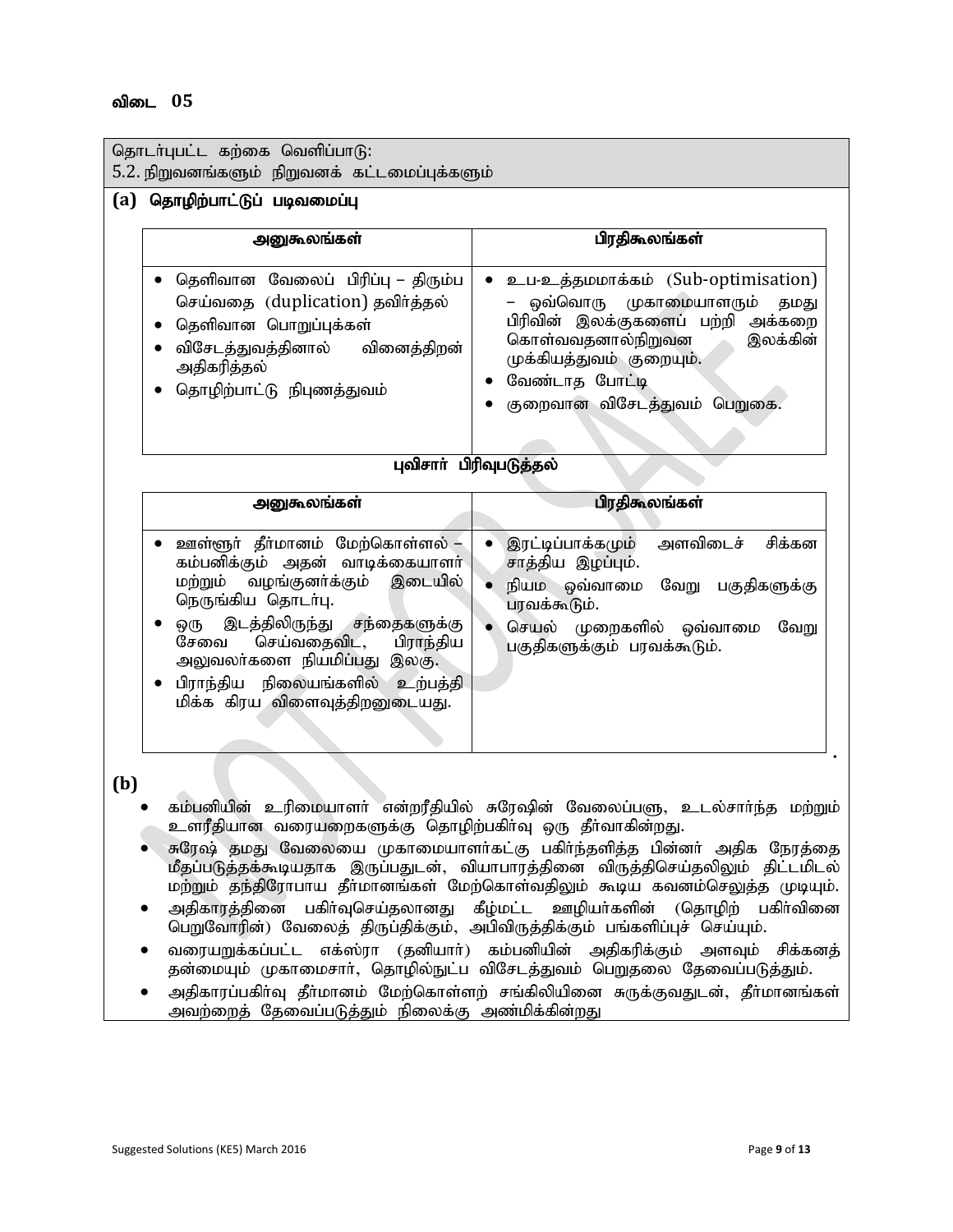## விடை 05

தொடர்புபட்ட கற்கை வெளிப்பாடு:
5.2. நிறுவனங்களும் நிறுவனக் கட்டமைப்புக்களும்

**(a) தொழிற்பாட்டுப் படிவமைப்பு**

| அனுகூலங்கள் | பிரதிகூலங்கள் |
|---|---|
| • தெளிவான வேலைப் பிரிப்பு – திரும்ப செய்வதை (duplication) தவிர்த்தல்<br>• தெளிவான பொறுப்புக்கள்<br>• விசேடத்துவத்தினால் வினைத்திறன் அதிகரித்தல்<br>• தொழிற்பாட்டு நிபுணத்துவம் | • உப-உத்தமமாக்கம் (Sub-optimisation) – ஒவ்வொரு முகாமையாளரும் தமது பிரிவின் இலக்குகளைப் பற்றி அக்கறை கொள்வவதனால்நிறுவன இலக்கின் முக்கியத்துவம் குறையும்.<br>• வேண்டாத போட்டி<br>• குறைவான விசேடத்துவம் பெறுகை. |

**புவிசார் பிரிவுபடுத்தல்**

| அனுகூலங்கள் | பிரதிகூலங்கள் |
|---|---|
| • ஊள்ளூர் தீர்மானம் மேற்கொள்ளல் – கம்பனிக்கும் அதன் வாடிக்கையாளர் மற்றும் வழங்குனர்க்கும் இடையில் நெருங்கிய தொடர்பு.<br>• ஒரு இடத்திலிருந்து சந்தைகளுக்கு சேவை செய்வதைவிட, பிராந்திய அலுவலர்களை நியமிப்பது இலகு.<br>• பிராந்திய நிலையங்களில் உற்பத்தி மிக்க கிரய விளைவுத்திறனுடையது. | • இரட்டிப்பாக்கமும் அளவிடைச் சிக்கன சாத்திய இழப்பும்.<br>• நியம ஒவ்வாமை வேறு பகுதிகளுக்கு பரவக்கூடும்.<br>• செயல் முறைகளில் ஒவ்வாமை வேறு பகுதிகளுக்கும் பரவக்கூடும். |

**(b)**

- கம்பனியின் உரிமையாளர் என்றரீதியில் சுரேஷின் வேலைப்பளு, உடல்சார்ந்த மற்றும் உளரீதியான வரையறைகளுக்கு தொழிற்பகிர்வு ஒரு தீர்வாகின்றது.
- சுரேஷ் தமது வேலையை முகாமையாளர்கட்கு பகிர்ந்தளித்த பின்னர் அதிக நேரத்தை மீதப்படுத்தக்கூடியதாக இருப்பதுடன், வியாபாரத்தினை விருத்திசெய்தலிலும் திட்டமிடல் மற்றும் தந்திரோபாய தீர்மானங்கள் மேற்கொள்வதிலும் கூடிய கவனம்செலுத்த முடியும்.
- அதிகாரத்தினை பகிர்வுசெய்தலானது கீழ்மட்ட ஊழியர்களின் (தொழிற் பகிர்வினை பெறுவோரின்) வேலைத் திருப்திக்கும், அபிவிருத்திக்கும் பங்களிப்புச் செய்யும்.
- வரையறுக்கப்பட்ட எக்ஸ்ரா (தனியார்) கம்பனியின் அதிகரிக்கும் அளவும் சிக்கனத் தன்மையும் முகாமைசார், தொழில்நுட்ப விசேடத்துவம் பெறுதலை தேவைப்படுத்தும்.
- அதிகாரப்பகிர்வு தீர்மானம் மேற்கொள்ளற் சங்கிலியினை சுருக்குவதுடன், தீர்மானங்கள் அவற்றைத் தேவைப்படுத்தும் நிலைக்கு அண்மிக்கின்றது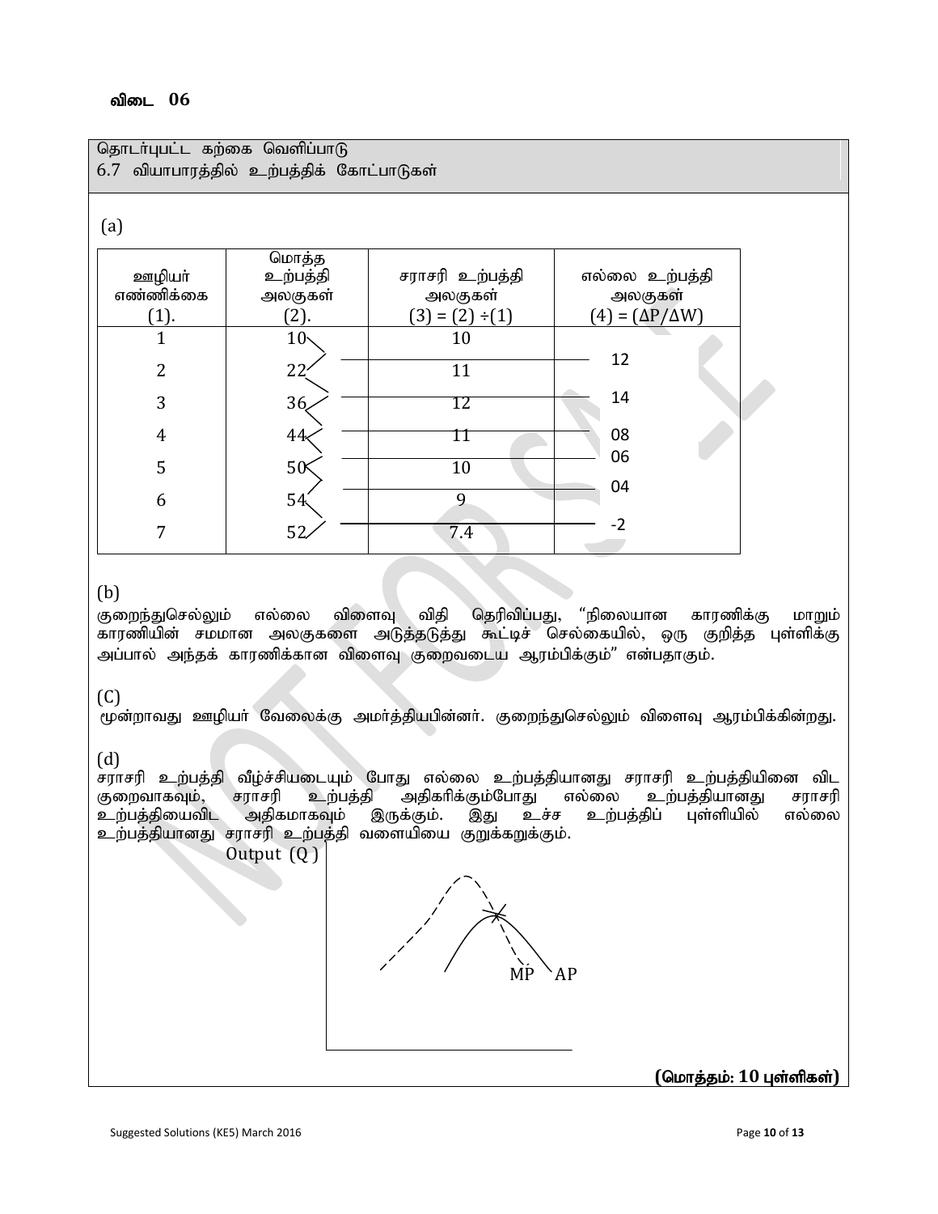### விடை 06

தொடர்புபட்ட கற்கை வெளிப்பாடு
6.7 வியாபாரத்தில் உற்பத்திக் கோட்பாடுகள்

(a)

| ஊழியர் எண்ணிக்கை (1). | மொத்த உற்பத்தி அலகுகள் (2). | சராசரி உற்பத்தி அலகுகள் (3) = (2) ÷(1) | எல்லை உற்பத்தி அலகுகள் (4) = (ΔP/ΔW) |
|---|---|---|---|
| 1 | 10 | 10 | |
| | | | 12 |
| 2 | 22 | 11 | |
| | | | 14 |
| 3 | 36 | 12 | |
| | | | 08 |
| 4 | 44 | 11 | |
| | | | 06 |
| 5 | 50 | 10 | |
| | | | 04 |
| 6 | 54 | 9 | |
| | | | -2 |
| 7 | 52 | 7.4 | |

(b)
குறைந்துசெல்லும் எல்லை விளைவு விதி தெரிவிப்பது, "நிலையான காரணிக்கு மாறும் காரணியின் சமமான அலகுகளை அடுத்தடுத்து கூட்டிச் செல்கையில், ஒரு குறித்த புள்ளிக்கு அப்பால் அந்தக் காரணிக்கான விளைவு குறைவடைய ஆரம்பிக்கும்" என்பதாகும்.

(C)
மூன்றாவது ஊழியர் வேலைக்கு அமர்த்தியபின்னர். குறைந்துசெல்லும் விளைவு ஆரம்பிக்கின்றது.

(d)
சராசரி உற்பத்தி வீழ்ச்சியடையும் போது எல்லை உற்பத்தியானது சராசரி உற்பத்தியினை விட குறைவாகவும், சராசரி உற்பத்தி அதிகரிக்கும்போது எல்லை உற்பத்தியானது சராசரி உற்பத்தியைவிட அதிகமாகவும் இருக்கும். இது உச்ச உற்பத்திப் புள்ளியில் எல்லை உற்பத்தியானது சராசரி உற்பத்தி வளையியை குறுக்கறுக்கும்.

Output (Q)

MP AP

**(மொத்தம்: 10 புள்ளிகள்)**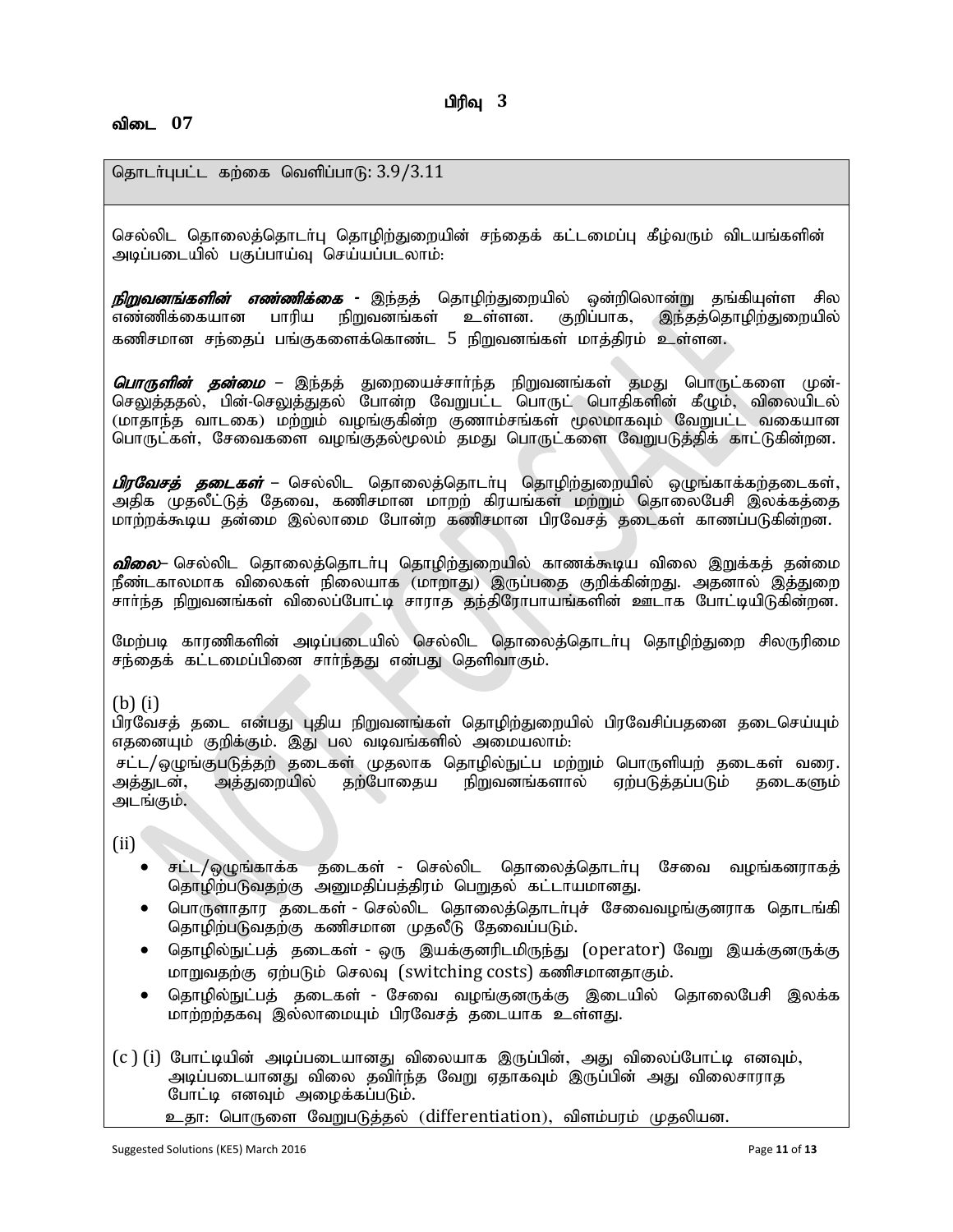## பிரிவு 3

### விடை 07

தொடர்புபட்ட கற்கை வெளிப்பாடு: 3.9/3.11

செல்லிட தொலைத்தொடர்பு தொழிற்துறையின் சந்தைக் கட்டமைப்பு கீழ்வரும் விடயங்களின் அடிப்படையில் பகுப்பாய்வு செய்யப்படலாம்:

***நிறுவனங்களின் எண்ணிக்கை*** - இந்தத் தொழிற்துறையில் ஒன்றிலொன்று தங்கியுள்ள சில எண்ணிக்கையான பாரிய நிறுவனங்கள் உள்ளன. குறிப்பாக, இந்தத்தொழிற்துறையில் கணிசமான சந்தைப் பங்குகளைக்கொண்ட 5 நிறுவனங்கள் மாத்திரம் உள்ளன.

***பொருளின் தன்மை*** – இந்தத் துறையைச்சார்ந்த நிறுவனங்கள் தமது பொருட்களை முன்-செலுத்ததல், பின்-செலுத்துதல் போன்ற வேறுபட்ட பொருட் பொதிகளின் கீழும், விலையிடல் (மாதாந்த வாடகை) மற்றும் வழங்குகின்ற குணாம்சங்கள் மூலமாகவும் வேறுபட்ட வகையான பொருட்கள், சேவைகளை வழங்குதல்மூலம் தமது பொருட்களை வேறுபடுத்திக் காட்டுகின்றன.

***பிரவேசத் தடைகள்*** – செல்லிட தொலைத்தொடர்பு தொழிற்துறையில் ஒழுங்காக்கற்தடைகள், அதிக முதலீட்டுத் தேவை, கணிசமான மாறற் கிரயங்கள் மற்றும் தொலைபேசி இலக்கத்தை மாற்றக்கூடிய தன்மை இல்லாமை போன்ற கணிசமான பிரவேசத் தடைகள் காணப்படுகின்றன.

***விலை*** – செல்லிட தொலைத்தொடர்பு தொழிற்துறையில் காணக்கூடிய விலை இறுக்கத் தன்மை நீண்டகாலமாக விலைகள் நிலையாக (மாறாது) இருப்பதை குறிக்கின்றது. அதனால் இத்துறை சார்ந்த நிறுவனங்கள் விலைப்போட்டி சாராத தந்திரோபாயங்களின் ஊடாக போட்டியிடுகின்றன.

மேற்படி காரணிகளின் அடிப்படையில் செல்லிட தொலைத்தொடர்பு தொழிற்துறை சிலருரிமை சந்தைக் கட்டமைப்பினை சார்ந்தது என்பது தெளிவாகும்.

(b) (i)
பிரவேசத் தடை என்பது புதிய நிறுவனங்கள் தொழிற்துறையில் பிரவேசிப்பதனை தடைசெய்யும் எதனையும் குறிக்கும். இது பல வடிவங்களில் அமையலாம்:
சட்ட/ஒழுங்குபடுத்தற் தடைகள் முதலாக தொழில்நுட்ப மற்றும் பொருளியற் தடைகள் வரை. அத்துடன், அத்துறையில் தற்போதைய நிறுவனங்களால் ஏற்படுத்தப்படும் தடைகளும் அடங்கும்.

(ii)

- சட்ட/ஒழுங்காக்க தடைகள் - செல்லிட தொலைத்தொடர்பு சேவை வழங்கனராகத் தொழிற்படுவதற்கு அனுமதிப்பத்திரம் பெறுதல் கட்டாயமானது.
- பொருளாதார தடைகள் - செல்லிட தொலைத்தொடர்புச் சேவைவழங்குனராக தொடங்கி தொழிற்படுவதற்கு கணிசமான முதலீடு தேவைப்படும்.
- தொழில்நுட்பத் தடைகள் - ஒரு இயக்குனரிடமிருந்து (operator) வேறு இயக்குனருக்கு மாறுவதற்கு ஏற்படும் செலவு (switching costs) கணிசமானதாகும்.
- தொழில்நுட்பத் தடைகள் - சேவை வழங்குனருக்கு இடையில் தொலைபேசி இலக்க மாற்றற்தகவு இல்லாமையும் பிரவேசத் தடையாக உள்ளது.

(c ) (i) போட்டியின் அடிப்படையானது விலையாக இருப்பின், அது விலைப்போட்டி எனவும், அடிப்படையானது விலை தவிர்ந்த வேறு ஏதாகவும் இருப்பின் அது விலைசாராத போட்டி எனவும் அழைக்கப்படும்.
உதா: பொருளை வேறுபடுத்தல் (differentiation), விளம்பரம் முதலியன.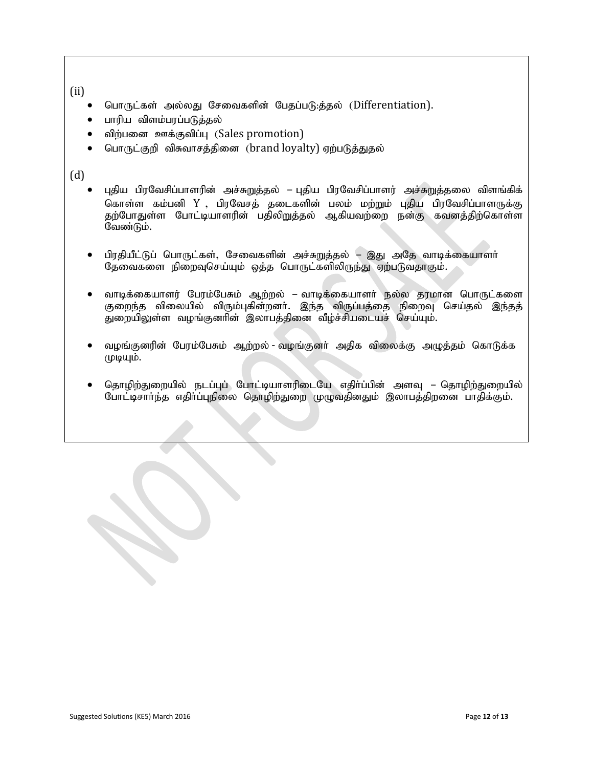(ii)

- பொருட்கள் அல்லது சேவைகளின் பேதப்படு:த்தல் (Differentiation).
- பாரிய விளம்பரப்படுத்தல்
- விற்பனை ஊக்குவிப்பு (Sales promotion)
- பொருட்குறி விசுவாசத்தினை (brand loyalty) ஏற்படுத்துதல்

(d)

- புதிய பிரவேசிப்பாளரின் அச்சுறுத்தல் – புதிய பிரவேசிப்பாளர் அச்சுறுத்தலை விளங்கிக் கொள்ள கம்பனி Y , பிரவேசத் தடைகளின் பலம் மற்றும் புதிய பிரவேசிப்பாளருக்கு தற்போதுள்ள போட்டியாளரின் பதிலிறுத்தல் ஆகியவற்றை நன்கு கவனத்திற்கொள்ள வேண்டும்.

- பிரதியீட்டுப் பொருட்கள், சேவைகளின் அச்சுறுத்தல் – இது அதே வாடிக்கையாளர் தேவைகளை நிறைவுசெய்யும் ஒத்த பொருட்களிலிருந்து ஏற்படுவதாகும்.

- வாடிக்கையாளர் பேரம்பேசும் ஆற்றல் – வாடிக்கையாளர் நல்ல தரமான பொருட்களை குறைந்த விலையில் விரும்புகின்றனர். இந்த விருப்பத்தை நிறைவு செய்தல் இந்தத் துறையிலுள்ள வழங்குனரின் இலாபத்தினை வீழ்ச்சியடையச் செய்யும்.

- வழங்குனரின் பேரம்பேசும் ஆற்றல் - வழங்குனர் அதிக விலைக்கு அழுத்தம் கொடுக்க முடியும்.

- தொழிற்துறையில் நடப்புப் போட்டியாளரிடையே எதிர்ப்பின் அளவு – தொழிற்துறையில் போட்டிசார்ந்த எதிர்ப்புநிலை தொழிற்துறை முழுவதினதும் இலாபத்திறனை பாதிக்கும்.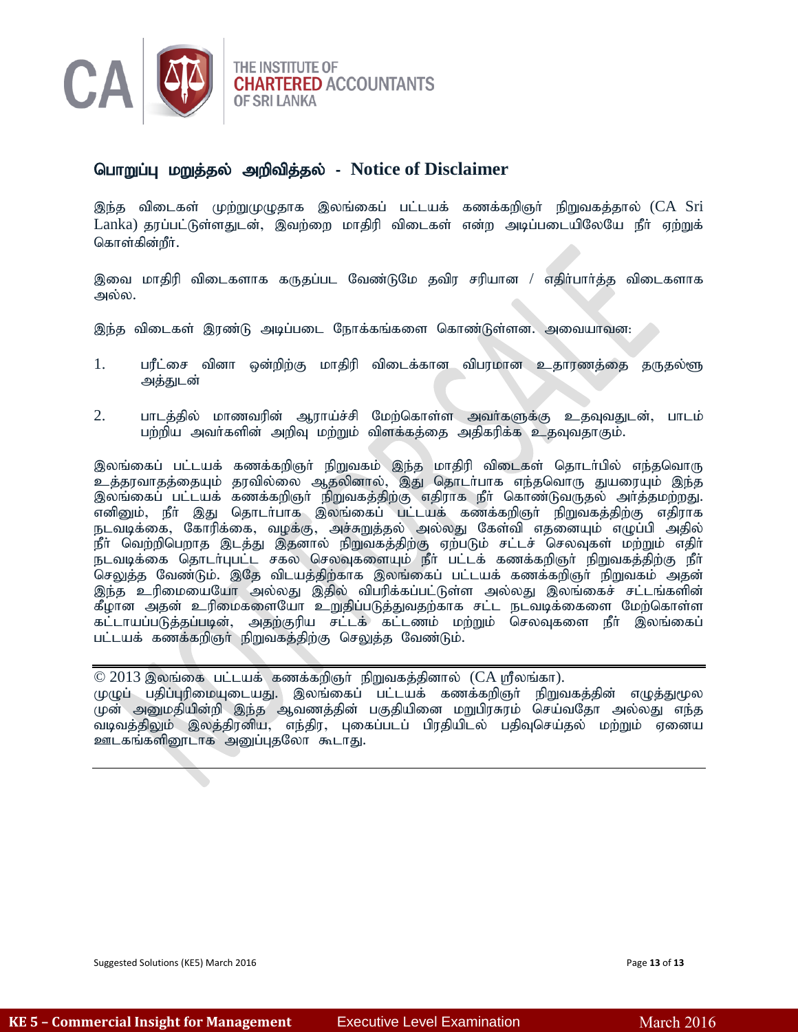## பொறுப்பு மறுத்தல் அறிவித்தல் - Notice of Disclaimer

இந்த விடைகள் முற்றுமுழுதாக இலங்கைப் பட்டயக் கணக்கறிஞர் நிறுவகத்தால் (CA Sri Lanka) தரப்பட்டுள்ளதுடன், இவற்றை மாதிரி விடைகள் என்ற அடிப்படையிலேயே நீர் ஏற்றுக் கொள்கின்றீர்.

இவை மாதிரி விடைகளாக கருதப்பட வேண்டுமே தவிர சரியான / எதிர்பார்த்த விடைகளாக அல்ல.

இந்த விடைகள் இரண்டு அடிப்படை நோக்கங்களை கொண்டுள்ளன. அவையாவன:

1. பரீட்சை வினா ஒன்றிற்கு மாதிரி விடைக்கான விபரமான உதாரணத்தை தருதல்ளு அத்துடன்

2. பாடத்தில் மாணவரின் ஆராய்ச்சி மேற்கொள்ள அவர்களுக்கு உதவுவதுடன், பாடம் பற்றிய அவர்களின் அறிவு மற்றும் விளக்கத்தை அதிகரிக்க உதவுவதாகும்.

இலங்கைப் பட்டயக் கணக்கறிஞர் நிறுவகம் இந்த மாதிரி விடைகள் தொடர்பில் எந்தவொரு உத்தரவாதத்தையும் தரவில்லை ஆதலினால், இது தொடர்பாக எந்தவொரு துயரையும் இந்த இலங்கைப் பட்டயக் கணக்கறிஞர் நிறுவகத்திற்கு எதிராக நீர் கொண்டுவருதல் அர்த்தமற்றது. எனினும், நீர் இது தொடர்பாக இலங்கைப் பட்டயக் கணக்கறிஞர் நிறுவகத்திற்கு எதிராக நடவடிக்கை, கோரிக்கை, வழக்கு, அச்சுறுத்தல் அல்லது கேள்வி எதனையும் எழுப்பி அதில் நீர் வெற்றிபெறாத இடத்து இதனால் நிறுவகத்திற்கு ஏற்படும் சட்டச் செலவுகள் மற்றும் எதிர் நடவடிக்கை தொடர்புபட்ட சகல செலவுகளையும் நீர் பட்டக் கணக்கறிஞர் நிறுவகத்திற்கு நீர் செலுத்த வேண்டும். இதே விடயத்திற்காக இலங்கைப் பட்டயக் கணக்கறிஞர் நிறுவகம் அதன் இந்த உரிமையையோ அல்லது இதில் விபரிக்கப்பட்டுள்ள அல்லது இலங்கைச் சட்டங்களின் கீழான அதன் உரிமைகளையோ உறுதிப்படுத்துவதற்காக சட்ட நடவடிக்கைளை மேற்கொள்ள கட்டாயப்படுத்தப்படின், அதற்குரிய சட்டக் கட்டணம் மற்றும் செலவுகளை நீர் இலங்கைப் பட்டயக் கணக்கறிஞர் நிறுவகத்திற்கு செலுத்த வேண்டும்.

---

© 2013 இலங்கை பட்டயக் கணக்கறிஞர் நிறுவகத்தினால் (CA ஸ்ரீலங்கா).
முழுப் பதிப்புரிமையுடையது. இலங்கைப் பட்டயக் கணக்கறிஞர் நிறுவகத்தின் எழுத்துமூல முன் அனுமதியின்றி இந்த ஆவணத்தின் பகுதியினை மறுபிரசுரம் செய்வதோ அல்லது எந்த வடிவத்திலும் இலத்திரனிய, எந்திர, புகைப்படப் பிரதியிடல் பதிவுசெய்தல் மற்றும் ஏனைய ஊடகங்களினூடாக அனுப்புதலோ கூடாது.